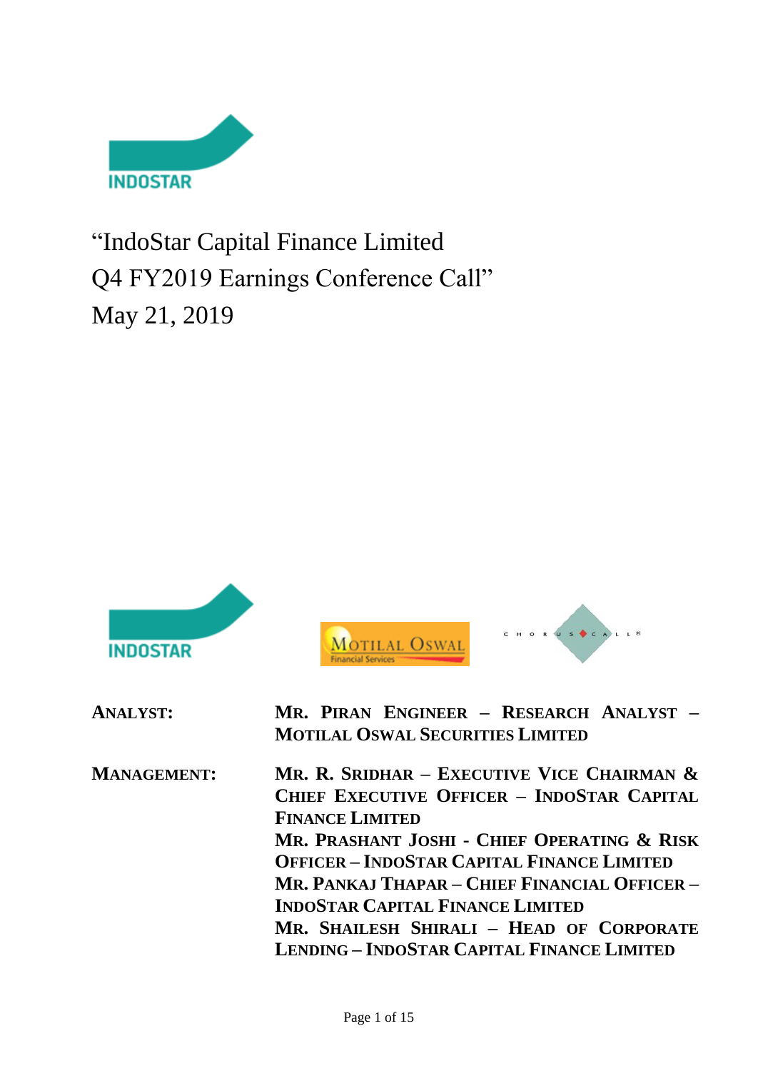# "IndoStar Capital Finance Limited Q4 FY2019 Earnings Conference Call"

May 21, 2019

**ANALYST:** **MR. PIRAN ENGINEER – RESEARCH ANALYST – MOTILAL OSWAL SECURITIES LIMITED**

**MANAGEMENT:** **MR. R. SRIDHAR – EXECUTIVE VICE CHAIRMAN & CHIEF EXECUTIVE OFFICER – INDOSTAR CAPITAL FINANCE LIMITED**

**MR. PRASHANT JOSHI - CHIEF OPERATING & RISK OFFICER – INDOSTAR CAPITAL FINANCE LIMITED**

**MR. PANKAJ THAPAR – CHIEF FINANCIAL OFFICER – INDOSTAR CAPITAL FINANCE LIMITED**

**MR. SHAILESH SHIRALI – HEAD OF CORPORATE LENDING – INDOSTAR CAPITAL FINANCE LIMITED**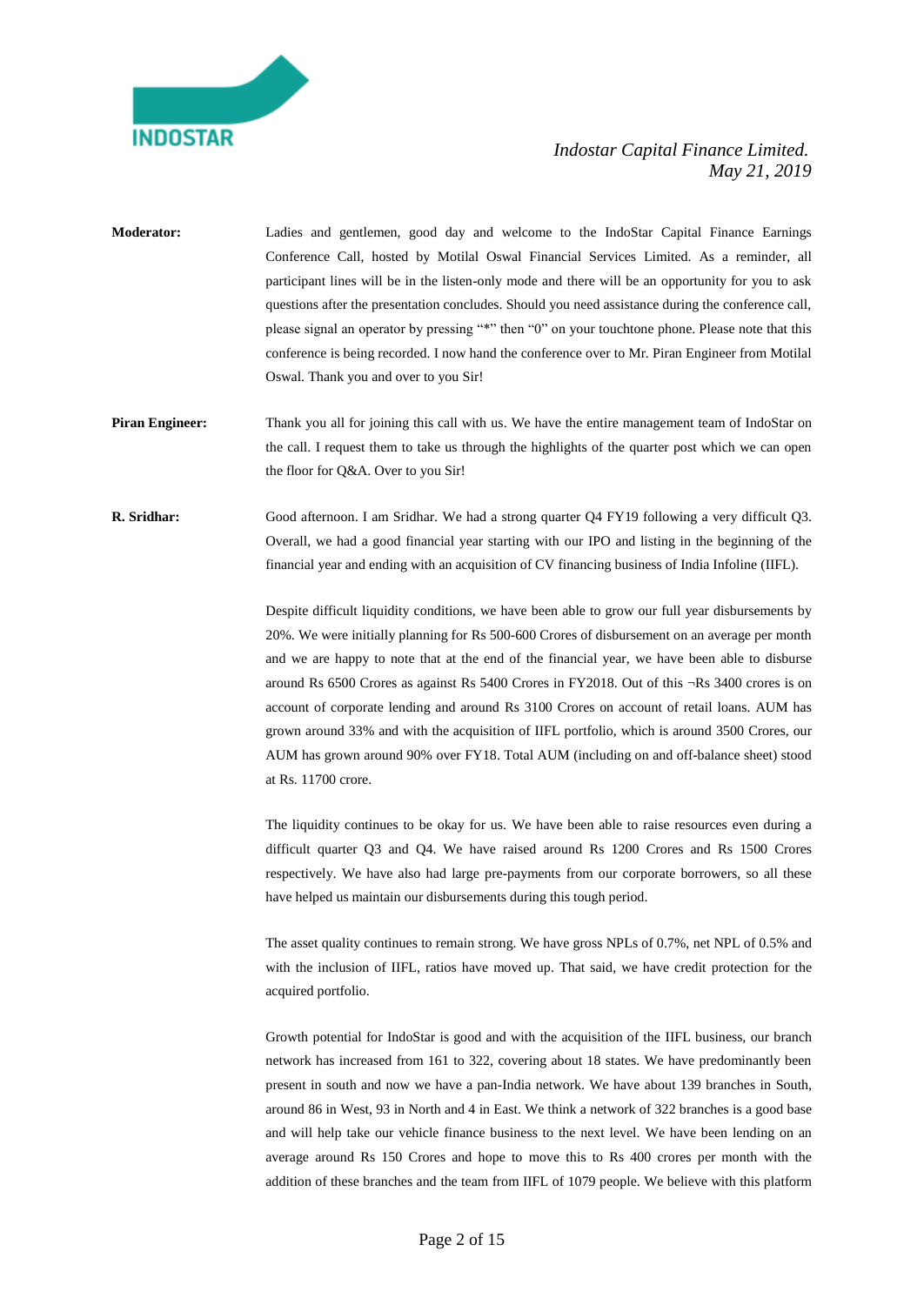**Moderator:** Ladies and gentlemen, good day and welcome to the IndoStar Capital Finance Earnings Conference Call, hosted by Motilal Oswal Financial Services Limited. As a reminder, all participant lines will be in the listen-only mode and there will be an opportunity for you to ask questions after the presentation concludes. Should you need assistance during the conference call, please signal an operator by pressing "*" then "0" on your touchtone phone. Please note that this conference is being recorded. I now hand the conference over to Mr. Piran Engineer from Motilal Oswal. Thank you and over to you Sir!

**Piran Engineer:** Thank you all for joining this call with us. We have the entire management team of IndoStar on the call. I request them to take us through the highlights of the quarter post which we can open the floor for Q&A. Over to you Sir!

**R. Sridhar:** Good afternoon. I am Sridhar. We had a strong quarter Q4 FY19 following a very difficult Q3. Overall, we had a good financial year starting with our IPO and listing in the beginning of the financial year and ending with an acquisition of CV financing business of India Infoline (IIFL).

Despite difficult liquidity conditions, we have been able to grow our full year disbursements by 20%. We were initially planning for Rs 500-600 Crores of disbursement on an average per month and we are happy to note that at the end of the financial year, we have been able to disburse around Rs 6500 Crores as against Rs 5400 Crores in FY2018. Out of this ¬Rs 3400 crores is on account of corporate lending and around Rs 3100 Crores on account of retail loans. AUM has grown around 33% and with the acquisition of IIFL portfolio, which is around 3500 Crores, our AUM has grown around 90% over FY18. Total AUM (including on and off-balance sheet) stood at Rs. 11700 crore.

The liquidity continues to be okay for us. We have been able to raise resources even during a difficult quarter Q3 and Q4. We have raised around Rs 1200 Crores and Rs 1500 Crores respectively. We have also had large pre-payments from our corporate borrowers, so all these have helped us maintain our disbursements during this tough period.

The asset quality continues to remain strong. We have gross NPLs of 0.7%, net NPL of 0.5% and with the inclusion of IIFL, ratios have moved up. That said, we have credit protection for the acquired portfolio.

Growth potential for IndoStar is good and with the acquisition of the IIFL business, our branch network has increased from 161 to 322, covering about 18 states. We have predominantly been present in south and now we have a pan-India network. We have about 139 branches in South, around 86 in West, 93 in North and 4 in East. We think a network of 322 branches is a good base and will help take our vehicle finance business to the next level. We have been lending on an average around Rs 150 Crores and hope to move this to Rs 400 crores per month with the addition of these branches and the team from IIFL of 1079 people. We believe with this platform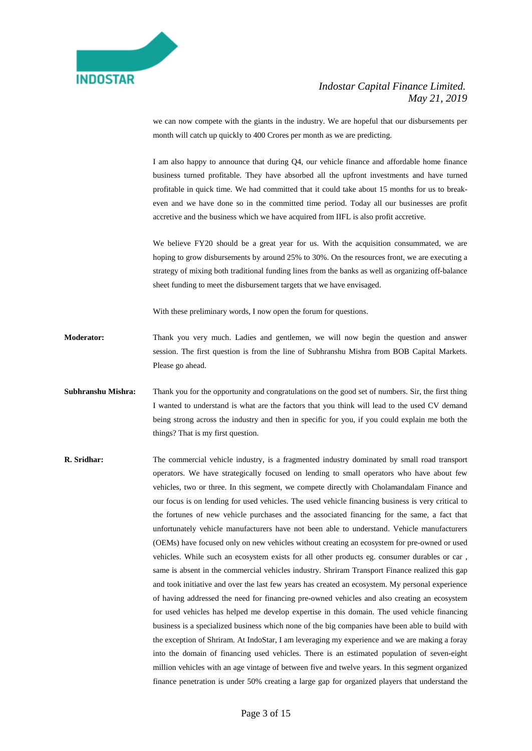we can now compete with the giants in the industry. We are hopeful that our disbursements per month will catch up quickly to 400 Crores per month as we are predicting.

I am also happy to announce that during Q4, our vehicle finance and affordable home finance business turned profitable. They have absorbed all the upfront investments and have turned profitable in quick time. We had committed that it could take about 15 months for us to break-even and we have done so in the committed time period. Today all our businesses are profit accretive and the business which we have acquired from IIFL is also profit accretive.

We believe FY20 should be a great year for us. With the acquisition consummated, we are hoping to grow disbursements by around 25% to 30%. On the resources front, we are executing a strategy of mixing both traditional funding lines from the banks as well as organizing off-balance sheet funding to meet the disbursement targets that we have envisaged.

With these preliminary words, I now open the forum for questions.

**Moderator:** Thank you very much. Ladies and gentlemen, we will now begin the question and answer session. The first question is from the line of Subhranshu Mishra from BOB Capital Markets. Please go ahead.

**Subhranshu Mishra:** Thank you for the opportunity and congratulations on the good set of numbers. Sir, the first thing I wanted to understand is what are the factors that you think will lead to the used CV demand being strong across the industry and then in specific for you, if you could explain me both the things? That is my first question.

**R. Sridhar:** The commercial vehicle industry, is a fragmented industry dominated by small road transport operators. We have strategically focused on lending to small operators who have about few vehicles, two or three. In this segment, we compete directly with Cholamandalam Finance and our focus is on lending for used vehicles. The used vehicle financing business is very critical to the fortunes of new vehicle purchases and the associated financing for the same, a fact that unfortunately vehicle manufacturers have not been able to understand. Vehicle manufacturers (OEMs) have focused only on new vehicles without creating an ecosystem for pre-owned or used vehicles. While such an ecosystem exists for all other products eg. consumer durables or car , same is absent in the commercial vehicles industry. Shriram Transport Finance realized this gap and took initiative and over the last few years has created an ecosystem. My personal experience of having addressed the need for financing pre-owned vehicles and also creating an ecosystem for used vehicles has helped me develop expertise in this domain. The used vehicle financing business is a specialized business which none of the big companies have been able to build with the exception of Shriram. At IndoStar, I am leveraging my experience and we are making a foray into the domain of financing used vehicles. There is an estimated population of seven-eight million vehicles with an age vintage of between five and twelve years. In this segment organized finance penetration is under 50% creating a large gap for organized players that understand the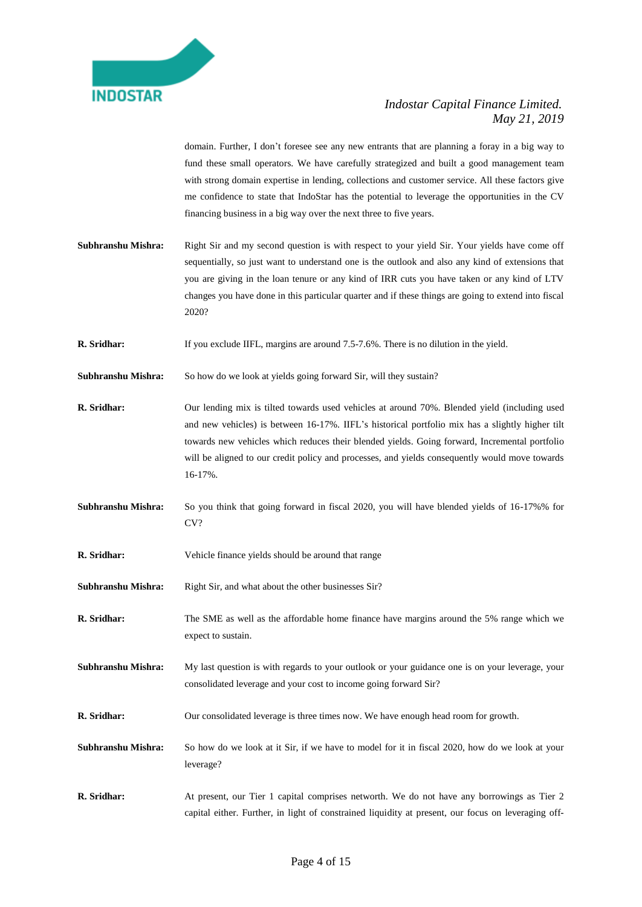domain. Further, I don't foresee see any new entrants that are planning a foray in a big way to fund these small operators. We have carefully strategized and built a good management team with strong domain expertise in lending, collections and customer service. All these factors give me confidence to state that IndoStar has the potential to leverage the opportunities in the CV financing business in a big way over the next three to five years.

**Subhranshu Mishra:** Right Sir and my second question is with respect to your yield Sir. Your yields have come off sequentially, so just want to understand one is the outlook and also any kind of extensions that you are giving in the loan tenure or any kind of IRR cuts you have taken or any kind of LTV changes you have done in this particular quarter and if these things are going to extend into fiscal 2020?

**R. Sridhar:** If you exclude IIFL, margins are around 7.5-7.6%. There is no dilution in the yield.

**Subhranshu Mishra:** So how do we look at yields going forward Sir, will they sustain?

**R. Sridhar:** Our lending mix is tilted towards used vehicles at around 70%. Blended yield (including used and new vehicles) is between 16-17%. IIFL's historical portfolio mix has a slightly higher tilt towards new vehicles which reduces their blended yields. Going forward, Incremental portfolio will be aligned to our credit policy and processes, and yields consequently would move towards 16-17%.

**Subhranshu Mishra:** So you think that going forward in fiscal 2020, you will have blended yields of 16-17%% for CV?

**R. Sridhar:** Vehicle finance yields should be around that range

**Subhranshu Mishra:** Right Sir, and what about the other businesses Sir?

**R. Sridhar:** The SME as well as the affordable home finance have margins around the 5% range which we expect to sustain.

**Subhranshu Mishra:** My last question is with regards to your outlook or your guidance one is on your leverage, your consolidated leverage and your cost to income going forward Sir?

**R. Sridhar:** Our consolidated leverage is three times now. We have enough head room for growth.

**Subhranshu Mishra:** So how do we look at it Sir, if we have to model for it in fiscal 2020, how do we look at your leverage?

**R. Sridhar:** At present, our Tier 1 capital comprises networth. We do not have any borrowings as Tier 2 capital either. Further, in light of constrained liquidity at present, our focus on leveraging off-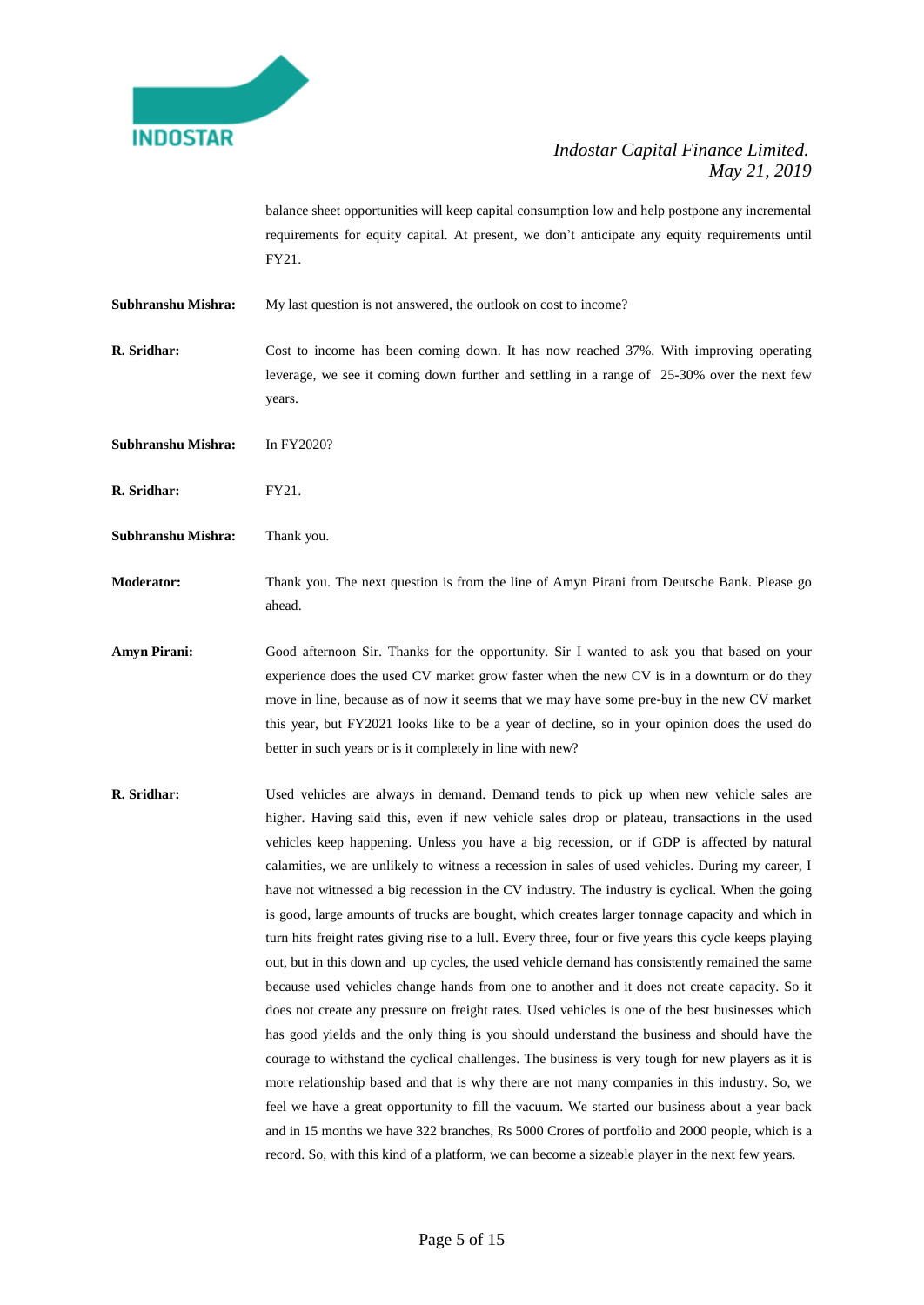balance sheet opportunities will keep capital consumption low and help postpone any incremental requirements for equity capital. At present, we don't anticipate any equity requirements until FY21.

**Subhranshu Mishra:** My last question is not answered, the outlook on cost to income?

**R. Sridhar:** Cost to income has been coming down. It has now reached 37%. With improving operating leverage, we see it coming down further and settling in a range of 25-30% over the next few years.

**Subhranshu Mishra:** In FY2020?

**R. Sridhar:** FY21.

**Subhranshu Mishra:** Thank you.

**Moderator:** Thank you. The next question is from the line of Amyn Pirani from Deutsche Bank. Please go ahead.

**Amyn Pirani:** Good afternoon Sir. Thanks for the opportunity. Sir I wanted to ask you that based on your experience does the used CV market grow faster when the new CV is in a downturn or do they move in line, because as of now it seems that we may have some pre-buy in the new CV market this year, but FY2021 looks like to be a year of decline, so in your opinion does the used do better in such years or is it completely in line with new?

**R. Sridhar:** Used vehicles are always in demand. Demand tends to pick up when new vehicle sales are higher. Having said this, even if new vehicle sales drop or plateau, transactions in the used vehicles keep happening. Unless you have a big recession, or if GDP is affected by natural calamities, we are unlikely to witness a recession in sales of used vehicles. During my career, I have not witnessed a big recession in the CV industry. The industry is cyclical. When the going is good, large amounts of trucks are bought, which creates larger tonnage capacity and which in turn hits freight rates giving rise to a lull. Every three, four or five years this cycle keeps playing out, but in this down and up cycles, the used vehicle demand has consistently remained the same because used vehicles change hands from one to another and it does not create capacity. So it does not create any pressure on freight rates. Used vehicles is one of the best businesses which has good yields and the only thing is you should understand the business and should have the courage to withstand the cyclical challenges. The business is very tough for new players as it is more relationship based and that is why there are not many companies in this industry. So, we feel we have a great opportunity to fill the vacuum. We started our business about a year back and in 15 months we have 322 branches, Rs 5000 Crores of portfolio and 2000 people, which is a record. So, with this kind of a platform, we can become a sizeable player in the next few years.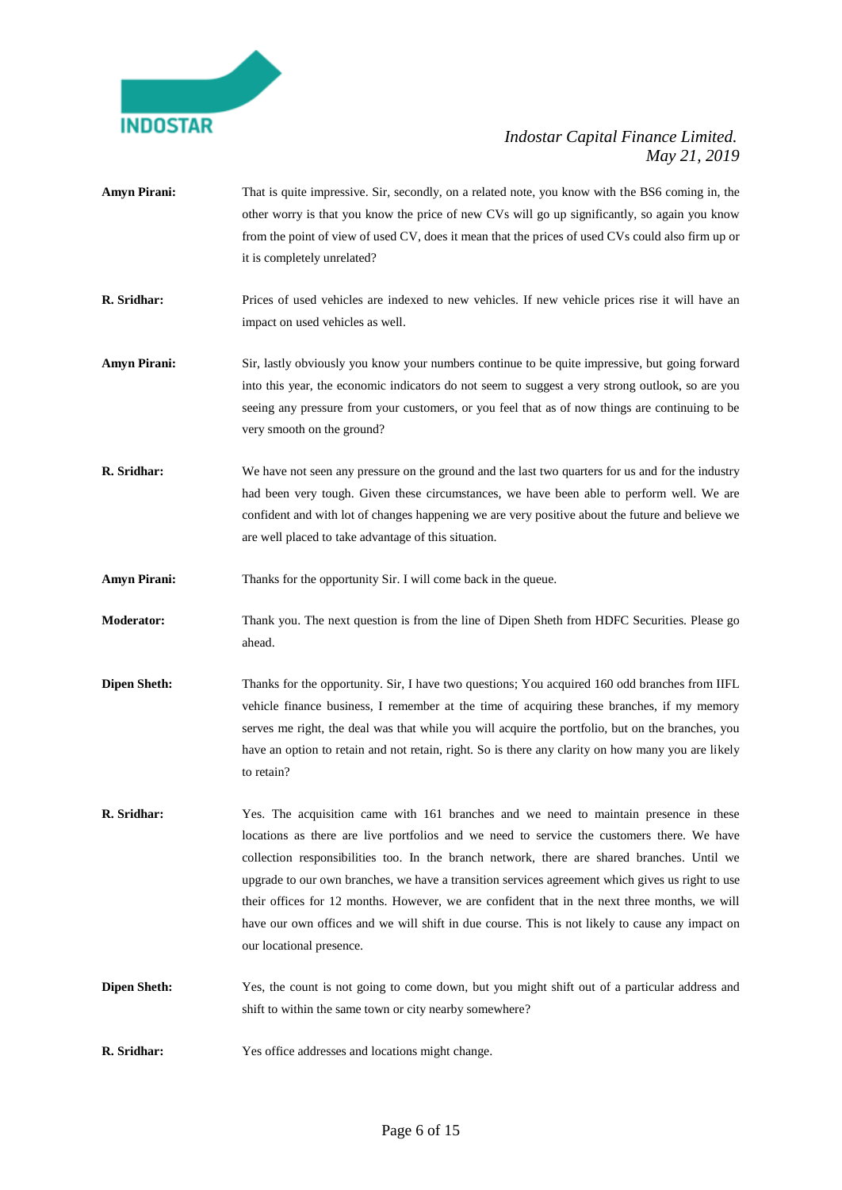**Amyn Pirani:** That is quite impressive. Sir, secondly, on a related note, you know with the BS6 coming in, the other worry is that you know the price of new CVs will go up significantly, so again you know from the point of view of used CV, does it mean that the prices of used CVs could also firm up or it is completely unrelated?

**R. Sridhar:** Prices of used vehicles are indexed to new vehicles. If new vehicle prices rise it will have an impact on used vehicles as well.

**Amyn Pirani:** Sir, lastly obviously you know your numbers continue to be quite impressive, but going forward into this year, the economic indicators do not seem to suggest a very strong outlook, so are you seeing any pressure from your customers, or you feel that as of now things are continuing to be very smooth on the ground?

**R. Sridhar:** We have not seen any pressure on the ground and the last two quarters for us and for the industry had been very tough. Given these circumstances, we have been able to perform well. We are confident and with lot of changes happening we are very positive about the future and believe we are well placed to take advantage of this situation.

**Amyn Pirani:** Thanks for the opportunity Sir. I will come back in the queue.

**Moderator:** Thank you. The next question is from the line of Dipen Sheth from HDFC Securities. Please go ahead.

**Dipen Sheth:** Thanks for the opportunity. Sir, I have two questions; You acquired 160 odd branches from IIFL vehicle finance business, I remember at the time of acquiring these branches, if my memory serves me right, the deal was that while you will acquire the portfolio, but on the branches, you have an option to retain and not retain, right. So is there any clarity on how many you are likely to retain?

**R. Sridhar:** Yes. The acquisition came with 161 branches and we need to maintain presence in these locations as there are live portfolios and we need to service the customers there. We have collection responsibilities too. In the branch network, there are shared branches. Until we upgrade to our own branches, we have a transition services agreement which gives us right to use their offices for 12 months. However, we are confident that in the next three months, we will have our own offices and we will shift in due course. This is not likely to cause any impact on our locational presence.

**Dipen Sheth:** Yes, the count is not going to come down, but you might shift out of a particular address and shift to within the same town or city nearby somewhere?

**R. Sridhar:** Yes office addresses and locations might change.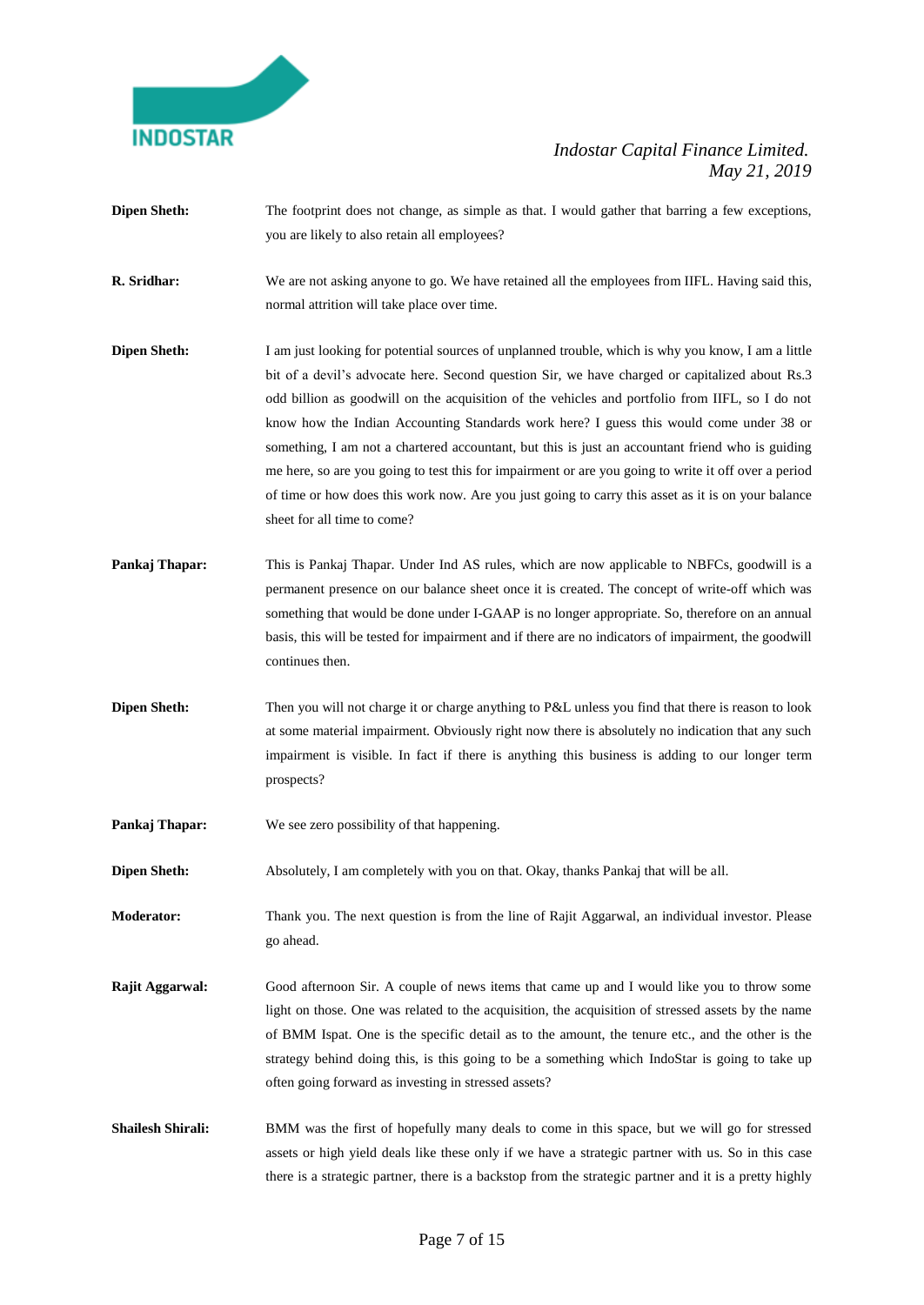**Dipen Sheth:** The footprint does not change, as simple as that. I would gather that barring a few exceptions, you are likely to also retain all employees?

**R. Sridhar:** We are not asking anyone to go. We have retained all the employees from IIFL. Having said this, normal attrition will take place over time.

**Dipen Sheth:** I am just looking for potential sources of unplanned trouble, which is why you know, I am a little bit of a devil's advocate here. Second question Sir, we have charged or capitalized about Rs.3 odd billion as goodwill on the acquisition of the vehicles and portfolio from IIFL, so I do not know how the Indian Accounting Standards work here? I guess this would come under 38 or something, I am not a chartered accountant, but this is just an accountant friend who is guiding me here, so are you going to test this for impairment or are you going to write it off over a period of time or how does this work now. Are you just going to carry this asset as it is on your balance sheet for all time to come?

**Pankaj Thapar:** This is Pankaj Thapar. Under Ind AS rules, which are now applicable to NBFCs, goodwill is a permanent presence on our balance sheet once it is created. The concept of write-off which was something that would be done under I-GAAP is no longer appropriate. So, therefore on an annual basis, this will be tested for impairment and if there are no indicators of impairment, the goodwill continues then.

**Dipen Sheth:** Then you will not charge it or charge anything to P&L unless you find that there is reason to look at some material impairment. Obviously right now there is absolutely no indication that any such impairment is visible. In fact if there is anything this business is adding to our longer term prospects?

**Pankaj Thapar:** We see zero possibility of that happening.

**Dipen Sheth:** Absolutely, I am completely with you on that. Okay, thanks Pankaj that will be all.

**Moderator:** Thank you. The next question is from the line of Rajit Aggarwal, an individual investor. Please go ahead.

**Rajit Aggarwal:** Good afternoon Sir. A couple of news items that came up and I would like you to throw some light on those. One was related to the acquisition, the acquisition of stressed assets by the name of BMM Ispat. One is the specific detail as to the amount, the tenure etc., and the other is the strategy behind doing this, is this going to be a something which IndoStar is going to take up often going forward as investing in stressed assets?

**Shailesh Shirali:** BMM was the first of hopefully many deals to come in this space, but we will go for stressed assets or high yield deals like these only if we have a strategic partner with us. So in this case there is a strategic partner, there is a backstop from the strategic partner and it is a pretty highly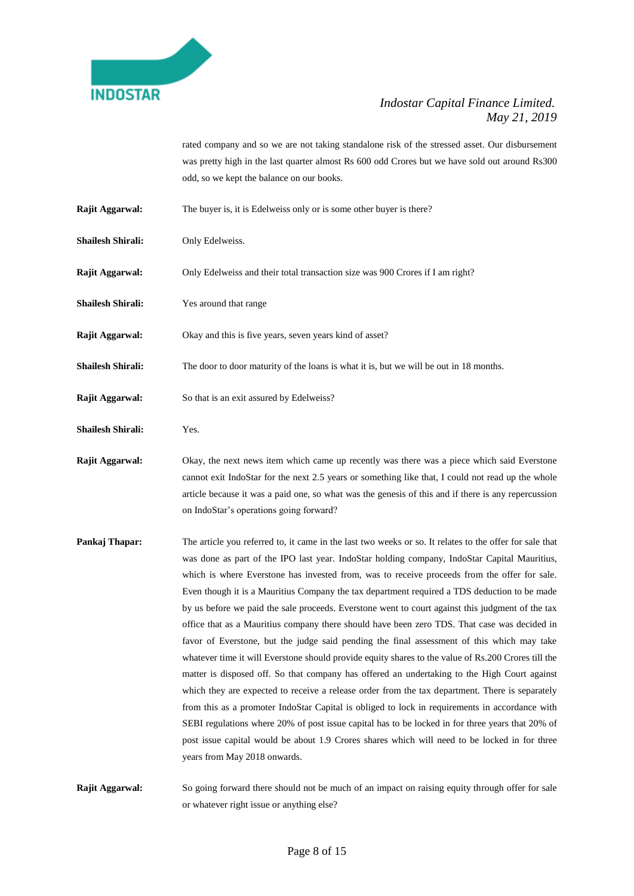rated company and so we are not taking standalone risk of the stressed asset. Our disbursement was pretty high in the last quarter almost Rs 600 odd Crores but we have sold out around Rs300 odd, so we kept the balance on our books.

**Rajit Aggarwal:** The buyer is, it is Edelweiss only or is some other buyer is there?

**Shailesh Shirali:** Only Edelweiss.

**Rajit Aggarwal:** Only Edelweiss and their total transaction size was 900 Crores if I am right?

**Shailesh Shirali:** Yes around that range

**Rajit Aggarwal:** Okay and this is five years, seven years kind of asset?

**Shailesh Shirali:** The door to door maturity of the loans is what it is, but we will be out in 18 months.

**Rajit Aggarwal:** So that is an exit assured by Edelweiss?

**Shailesh Shirali:** Yes.

**Rajit Aggarwal:** Okay, the next news item which came up recently was there was a piece which said Everstone cannot exit IndoStar for the next 2.5 years or something like that, I could not read up the whole article because it was a paid one, so what was the genesis of this and if there is any repercussion on IndoStar's operations going forward?

**Pankaj Thapar:** The article you referred to, it came in the last two weeks or so. It relates to the offer for sale that was done as part of the IPO last year. IndoStar holding company, IndoStar Capital Mauritius, which is where Everstone has invested from, was to receive proceeds from the offer for sale. Even though it is a Mauritius Company the tax department required a TDS deduction to be made by us before we paid the sale proceeds. Everstone went to court against this judgment of the tax office that as a Mauritius company there should have been zero TDS. That case was decided in favor of Everstone, but the judge said pending the final assessment of this which may take whatever time it will Everstone should provide equity shares to the value of Rs.200 Crores till the matter is disposed off. So that company has offered an undertaking to the High Court against which they are expected to receive a release order from the tax department. There is separately from this as a promoter IndoStar Capital is obliged to lock in requirements in accordance with SEBI regulations where 20% of post issue capital has to be locked in for three years that 20% of post issue capital would be about 1.9 Crores shares which will need to be locked in for three years from May 2018 onwards.

**Rajit Aggarwal:** So going forward there should not be much of an impact on raising equity through offer for sale or whatever right issue or anything else?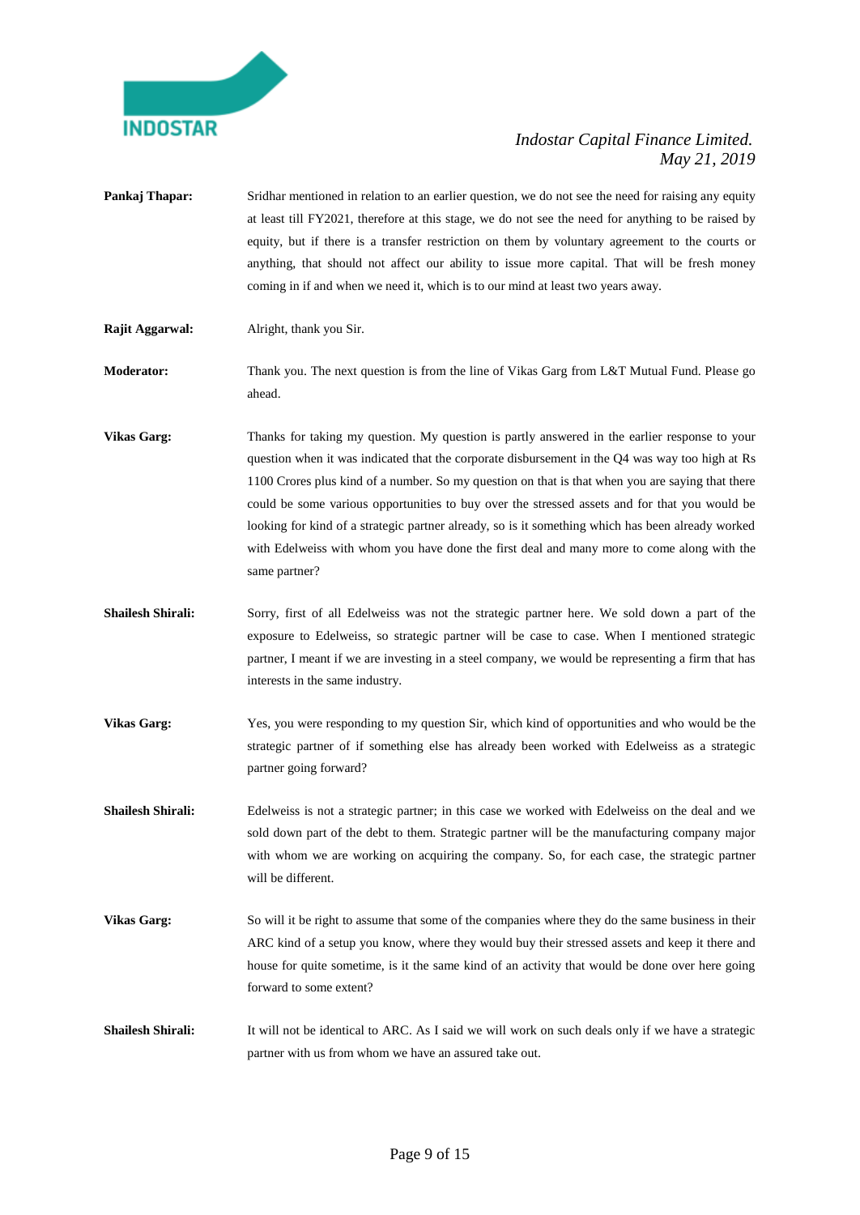**Pankaj Thapar:** Sridhar mentioned in relation to an earlier question, we do not see the need for raising any equity at least till FY2021, therefore at this stage, we do not see the need for anything to be raised by equity, but if there is a transfer restriction on them by voluntary agreement to the courts or anything, that should not affect our ability to issue more capital. That will be fresh money coming in if and when we need it, which is to our mind at least two years away.

**Rajit Aggarwal:** Alright, thank you Sir.

**Moderator:** Thank you. The next question is from the line of Vikas Garg from L&T Mutual Fund. Please go ahead.

**Vikas Garg:** Thanks for taking my question. My question is partly answered in the earlier response to your question when it was indicated that the corporate disbursement in the Q4 was way too high at Rs 1100 Crores plus kind of a number. So my question on that is that when you are saying that there could be some various opportunities to buy over the stressed assets and for that you would be looking for kind of a strategic partner already, so is it something which has been already worked with Edelweiss with whom you have done the first deal and many more to come along with the same partner?

**Shailesh Shirali:** Sorry, first of all Edelweiss was not the strategic partner here. We sold down a part of the exposure to Edelweiss, so strategic partner will be case to case. When I mentioned strategic partner, I meant if we are investing in a steel company, we would be representing a firm that has interests in the same industry.

**Vikas Garg:** Yes, you were responding to my question Sir, which kind of opportunities and who would be the strategic partner of if something else has already been worked with Edelweiss as a strategic partner going forward?

**Shailesh Shirali:** Edelweiss is not a strategic partner; in this case we worked with Edelweiss on the deal and we sold down part of the debt to them. Strategic partner will be the manufacturing company major with whom we are working on acquiring the company. So, for each case, the strategic partner will be different.

**Vikas Garg:** So will it be right to assume that some of the companies where they do the same business in their ARC kind of a setup you know, where they would buy their stressed assets and keep it there and house for quite sometime, is it the same kind of an activity that would be done over here going forward to some extent?

**Shailesh Shirali:** It will not be identical to ARC. As I said we will work on such deals only if we have a strategic partner with us from whom we have an assured take out.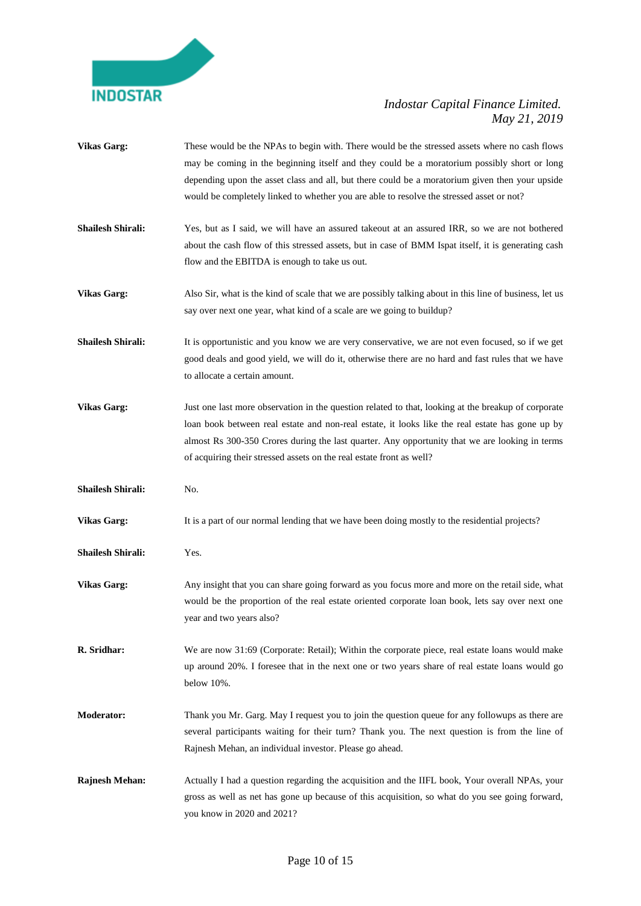**Vikas Garg:** These would be the NPAs to begin with. There would be the stressed assets where no cash flows may be coming in the beginning itself and they could be a moratorium possibly short or long depending upon the asset class and all, but there could be a moratorium given then your upside would be completely linked to whether you are able to resolve the stressed asset or not?

**Shailesh Shirali:** Yes, but as I said, we will have an assured takeout at an assured IRR, so we are not bothered about the cash flow of this stressed assets, but in case of BMM Ispat itself, it is generating cash flow and the EBITDA is enough to take us out.

**Vikas Garg:** Also Sir, what is the kind of scale that we are possibly talking about in this line of business, let us say over next one year, what kind of a scale are we going to buildup?

**Shailesh Shirali:** It is opportunistic and you know we are very conservative, we are not even focused, so if we get good deals and good yield, we will do it, otherwise there are no hard and fast rules that we have to allocate a certain amount.

**Vikas Garg:** Just one last more observation in the question related to that, looking at the breakup of corporate loan book between real estate and non-real estate, it looks like the real estate has gone up by almost Rs 300-350 Crores during the last quarter. Any opportunity that we are looking in terms of acquiring their stressed assets on the real estate front as well?

**Shailesh Shirali:** No.

**Vikas Garg:** It is a part of our normal lending that we have been doing mostly to the residential projects?

**Shailesh Shirali:** Yes.

**Vikas Garg:** Any insight that you can share going forward as you focus more and more on the retail side, what would be the proportion of the real estate oriented corporate loan book, lets say over next one year and two years also?

**R. Sridhar:** We are now 31:69 (Corporate: Retail); Within the corporate piece, real estate loans would make up around 20%. I foresee that in the next one or two years share of real estate loans would go below 10%.

**Moderator:** Thank you Mr. Garg. May I request you to join the question queue for any followups as there are several participants waiting for their turn? Thank you. The next question is from the line of Rajnesh Mehan, an individual investor. Please go ahead.

**Rajnesh Mehan:** Actually I had a question regarding the acquisition and the IIFL book, Your overall NPAs, your gross as well as net has gone up because of this acquisition, so what do you see going forward, you know in 2020 and 2021?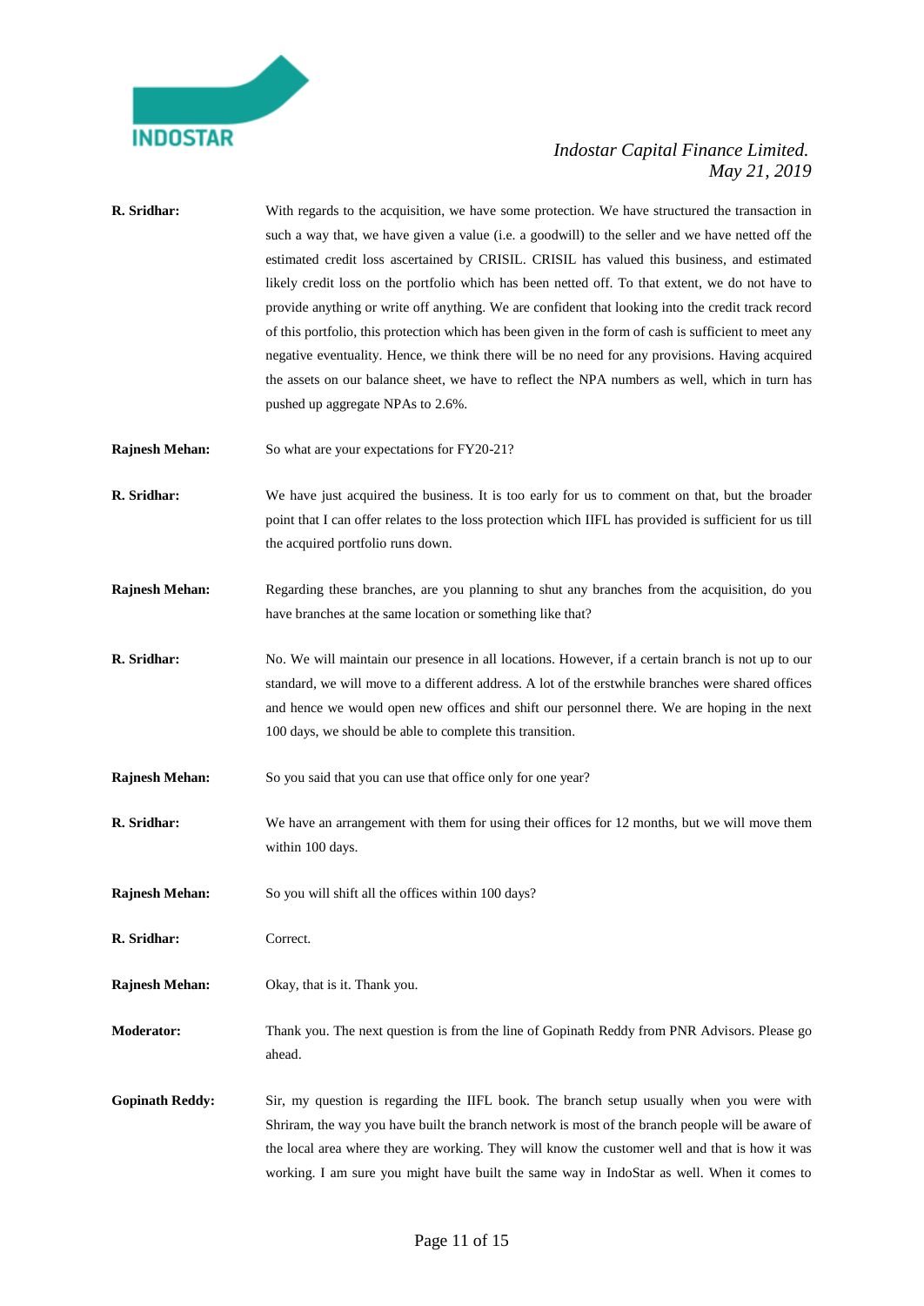**R. Sridhar:** With regards to the acquisition, we have some protection. We have structured the transaction in such a way that, we have given a value (i.e. a goodwill) to the seller and we have netted off the estimated credit loss ascertained by CRISIL. CRISIL has valued this business, and estimated likely credit loss on the portfolio which has been netted off. To that extent, we do not have to provide anything or write off anything. We are confident that looking into the credit track record of this portfolio, this protection which has been given in the form of cash is sufficient to meet any negative eventuality. Hence, we think there will be no need for any provisions. Having acquired the assets on our balance sheet, we have to reflect the NPA numbers as well, which in turn has pushed up aggregate NPAs to 2.6%.

**Rajnesh Mehan:** So what are your expectations for FY20-21?

**R. Sridhar:** We have just acquired the business. It is too early for us to comment on that, but the broader point that I can offer relates to the loss protection which IIFL has provided is sufficient for us till the acquired portfolio runs down.

**Rajnesh Mehan:** Regarding these branches, are you planning to shut any branches from the acquisition, do you have branches at the same location or something like that?

**R. Sridhar:** No. We will maintain our presence in all locations. However, if a certain branch is not up to our standard, we will move to a different address. A lot of the erstwhile branches were shared offices and hence we would open new offices and shift our personnel there. We are hoping in the next 100 days, we should be able to complete this transition.

**Rajnesh Mehan:** So you said that you can use that office only for one year?

**R. Sridhar:** We have an arrangement with them for using their offices for 12 months, but we will move them within 100 days.

**Rajnesh Mehan:** So you will shift all the offices within 100 days?

**R. Sridhar:** Correct.

**Rajnesh Mehan:** Okay, that is it. Thank you.

**Moderator:** Thank you. The next question is from the line of Gopinath Reddy from PNR Advisors. Please go ahead.

**Gopinath Reddy:** Sir, my question is regarding the IIFL book. The branch setup usually when you were with Shriram, the way you have built the branch network is most of the branch people will be aware of the local area where they are working. They will know the customer well and that is how it was working. I am sure you might have built the same way in IndoStar as well. When it comes to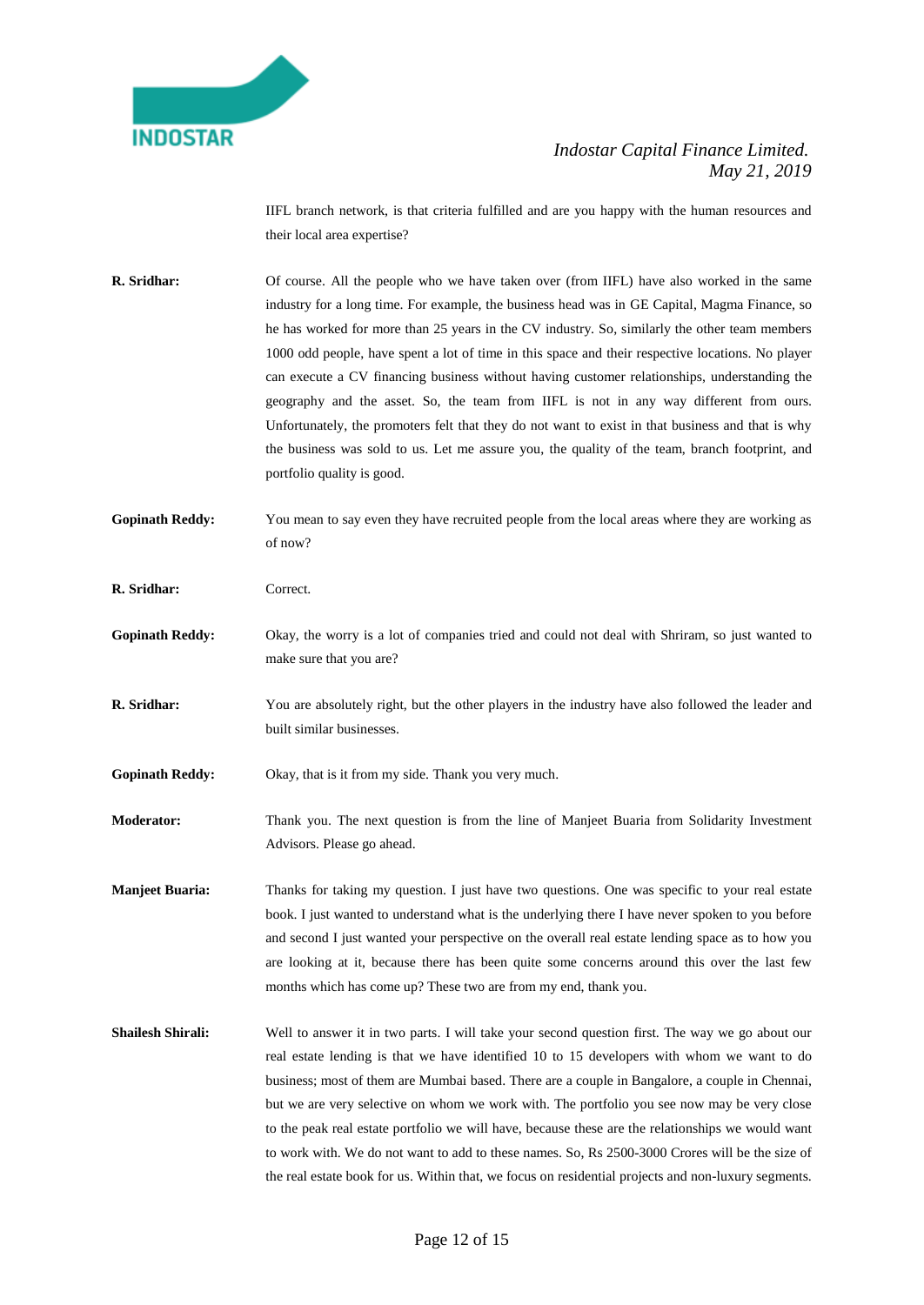IIFL branch network, is that criteria fulfilled and are you happy with the human resources and their local area expertise?

**R. Sridhar:** Of course. All the people who we have taken over (from IIFL) have also worked in the same industry for a long time. For example, the business head was in GE Capital, Magma Finance, so he has worked for more than 25 years in the CV industry. So, similarly the other team members 1000 odd people, have spent a lot of time in this space and their respective locations. No player can execute a CV financing business without having customer relationships, understanding the geography and the asset. So, the team from IIFL is not in any way different from ours. Unfortunately, the promoters felt that they do not want to exist in that business and that is why the business was sold to us. Let me assure you, the quality of the team, branch footprint, and portfolio quality is good.

**Gopinath Reddy:** You mean to say even they have recruited people from the local areas where they are working as of now?

**R. Sridhar:** Correct.

**Gopinath Reddy:** Okay, the worry is a lot of companies tried and could not deal with Shriram, so just wanted to make sure that you are?

**R. Sridhar:** You are absolutely right, but the other players in the industry have also followed the leader and built similar businesses.

**Gopinath Reddy:** Okay, that is it from my side. Thank you very much.

**Moderator:** Thank you. The next question is from the line of Manjeet Buaria from Solidarity Investment Advisors. Please go ahead.

**Manjeet Buaria:** Thanks for taking my question. I just have two questions. One was specific to your real estate book. I just wanted to understand what is the underlying there I have never spoken to you before and second I just wanted your perspective on the overall real estate lending space as to how you are looking at it, because there has been quite some concerns around this over the last few months which has come up? These two are from my end, thank you.

**Shailesh Shirali:** Well to answer it in two parts. I will take your second question first. The way we go about our real estate lending is that we have identified 10 to 15 developers with whom we want to do business; most of them are Mumbai based. There are a couple in Bangalore, a couple in Chennai, but we are very selective on whom we work with. The portfolio you see now may be very close to the peak real estate portfolio we will have, because these are the relationships we would want to work with. We do not want to add to these names. So, Rs 2500-3000 Crores will be the size of the real estate book for us. Within that, we focus on residential projects and non-luxury segments.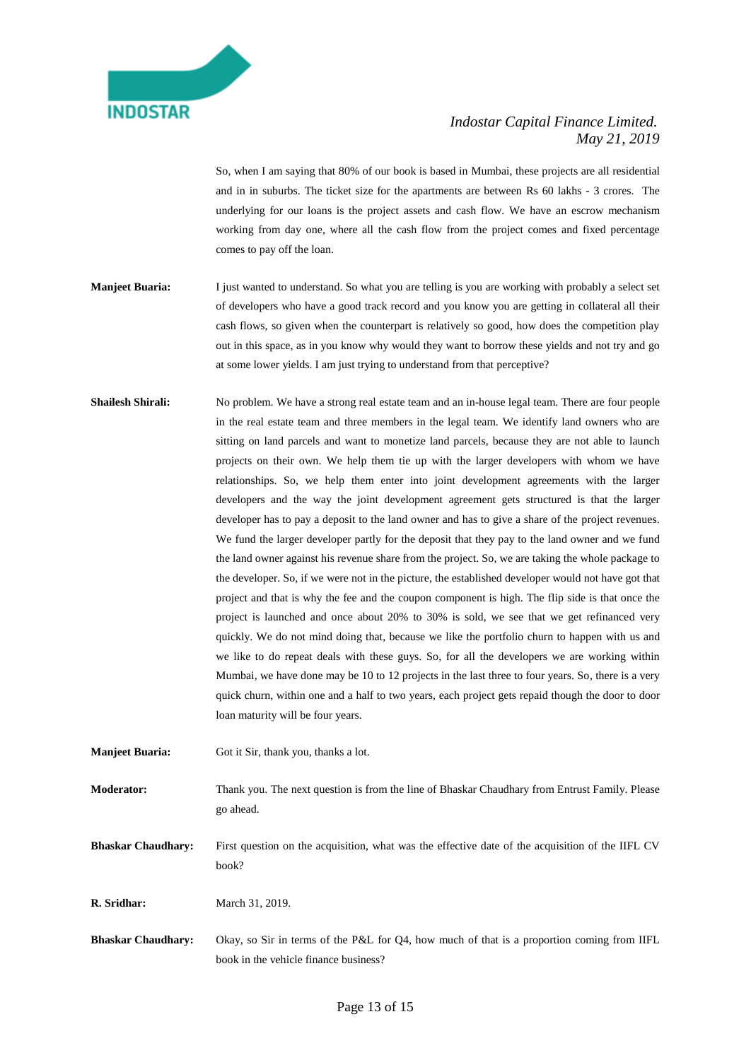So, when I am saying that 80% of our book is based in Mumbai, these projects are all residential and in in suburbs. The ticket size for the apartments are between Rs 60 lakhs - 3 crores. The underlying for our loans is the project assets and cash flow. We have an escrow mechanism working from day one, where all the cash flow from the project comes and fixed percentage comes to pay off the loan.

**Manjeet Buaria:** I just wanted to understand. So what you are telling is you are working with probably a select set of developers who have a good track record and you know you are getting in collateral all their cash flows, so given when the counterpart is relatively so good, how does the competition play out in this space, as in you know why would they want to borrow these yields and not try and go at some lower yields. I am just trying to understand from that perceptive?

**Shailesh Shirali:** No problem. We have a strong real estate team and an in-house legal team. There are four people in the real estate team and three members in the legal team. We identify land owners who are sitting on land parcels and want to monetize land parcels, because they are not able to launch projects on their own. We help them tie up with the larger developers with whom we have relationships. So, we help them enter into joint development agreements with the larger developers and the way the joint development agreement gets structured is that the larger developer has to pay a deposit to the land owner and has to give a share of the project revenues. We fund the larger developer partly for the deposit that they pay to the land owner and we fund the land owner against his revenue share from the project. So, we are taking the whole package to the developer. So, if we were not in the picture, the established developer would not have got that project and that is why the fee and the coupon component is high. The flip side is that once the project is launched and once about 20% to 30% is sold, we see that we get refinanced very quickly. We do not mind doing that, because we like the portfolio churn to happen with us and we like to do repeat deals with these guys. So, for all the developers we are working within Mumbai, we have done may be 10 to 12 projects in the last three to four years. So, there is a very quick churn, within one and a half to two years, each project gets repaid though the door to door loan maturity will be four years.

**Manjeet Buaria:** Got it Sir, thank you, thanks a lot.

**Moderator:** Thank you. The next question is from the line of Bhaskar Chaudhary from Entrust Family. Please go ahead.

**Bhaskar Chaudhary:** First question on the acquisition, what was the effective date of the acquisition of the IIFL CV book?

**R. Sridhar:** March 31, 2019.

**Bhaskar Chaudhary:** Okay, so Sir in terms of the P&L for Q4, how much of that is a proportion coming from IIFL book in the vehicle finance business?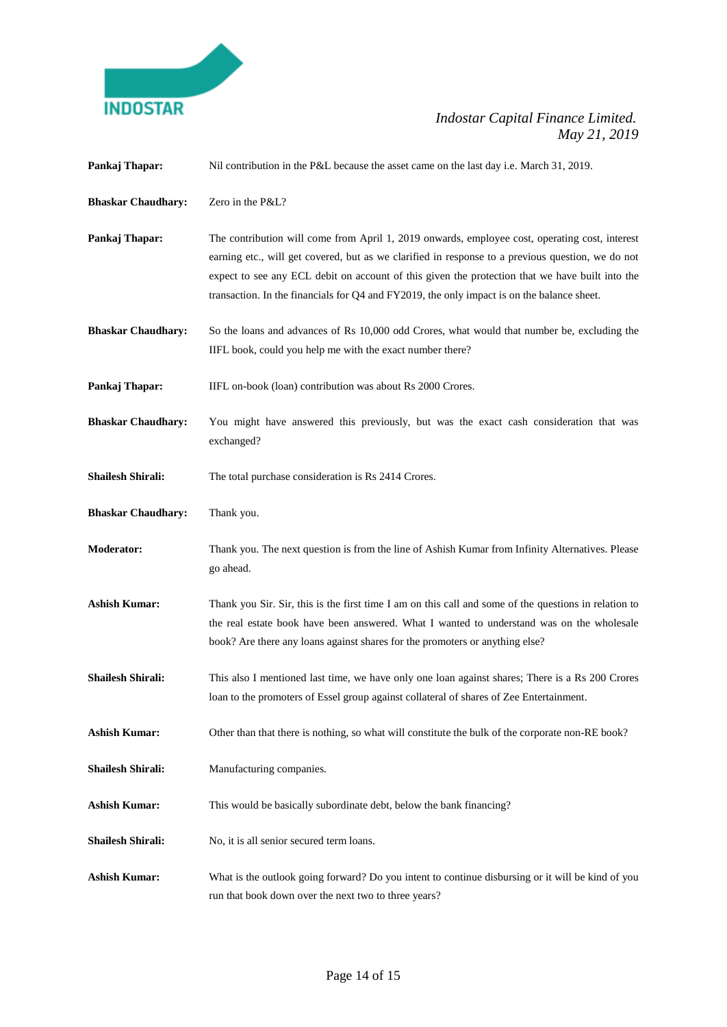**Pankaj Thapar:** Nil contribution in the P&L because the asset came on the last day i.e. March 31, 2019.

**Bhaskar Chaudhary:** Zero in the P&L?

**Pankaj Thapar:** The contribution will come from April 1, 2019 onwards, employee cost, operating cost, interest earning etc., will get covered, but as we clarified in response to a previous question, we do not expect to see any ECL debit on account of this given the protection that we have built into the transaction. In the financials for Q4 and FY2019, the only impact is on the balance sheet.

**Bhaskar Chaudhary:** So the loans and advances of Rs 10,000 odd Crores, what would that number be, excluding the IIFL book, could you help me with the exact number there?

**Pankaj Thapar:** IIFL on-book (loan) contribution was about Rs 2000 Crores.

**Bhaskar Chaudhary:** You might have answered this previously, but was the exact cash consideration that was exchanged?

**Shailesh Shirali:** The total purchase consideration is Rs 2414 Crores.

**Bhaskar Chaudhary:** Thank you.

**Moderator:** Thank you. The next question is from the line of Ashish Kumar from Infinity Alternatives. Please go ahead.

**Ashish Kumar:** Thank you Sir. Sir, this is the first time I am on this call and some of the questions in relation to the real estate book have been answered. What I wanted to understand was on the wholesale book? Are there any loans against shares for the promoters or anything else?

**Shailesh Shirali:** This also I mentioned last time, we have only one loan against shares; There is a Rs 200 Crores loan to the promoters of Essel group against collateral of shares of Zee Entertainment.

**Ashish Kumar:** Other than that there is nothing, so what will constitute the bulk of the corporate non-RE book?

**Shailesh Shirali:** Manufacturing companies.

**Ashish Kumar:** This would be basically subordinate debt, below the bank financing?

**Shailesh Shirali:** No, it is all senior secured term loans.

**Ashish Kumar:** What is the outlook going forward? Do you intent to continue disbursing or it will be kind of you run that book down over the next two to three years?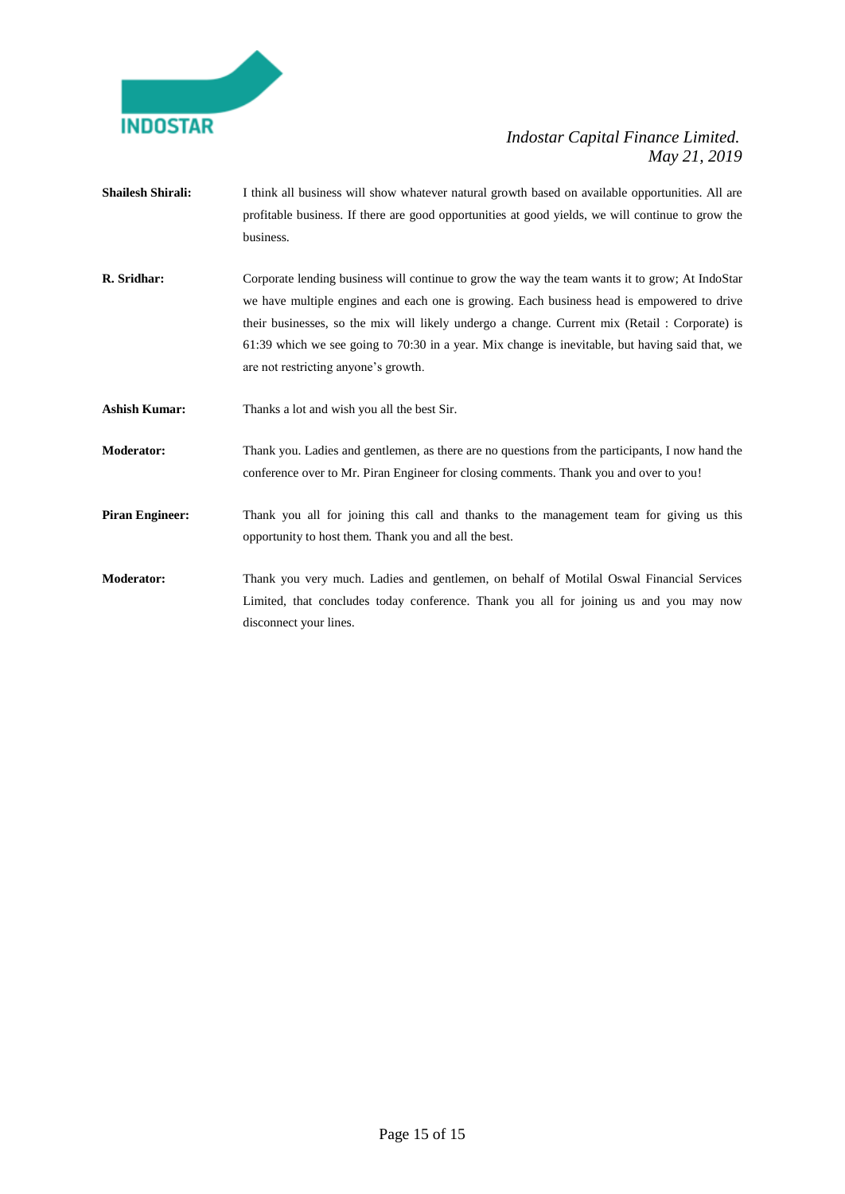**Shailesh Shirali:** I think all business will show whatever natural growth based on available opportunities. All are profitable business. If there are good opportunities at good yields, we will continue to grow the business.

**R. Sridhar:** Corporate lending business will continue to grow the way the team wants it to grow; At IndoStar we have multiple engines and each one is growing. Each business head is empowered to drive their businesses, so the mix will likely undergo a change. Current mix (Retail : Corporate) is 61:39 which we see going to 70:30 in a year. Mix change is inevitable, but having said that, we are not restricting anyone's growth.

**Ashish Kumar:** Thanks a lot and wish you all the best Sir.

**Moderator:** Thank you. Ladies and gentlemen, as there are no questions from the participants, I now hand the conference over to Mr. Piran Engineer for closing comments. Thank you and over to you!

**Piran Engineer:** Thank you all for joining this call and thanks to the management team for giving us this opportunity to host them. Thank you and all the best.

**Moderator:** Thank you very much. Ladies and gentlemen, on behalf of Motilal Oswal Financial Services Limited, that concludes today conference. Thank you all for joining us and you may now disconnect your lines.